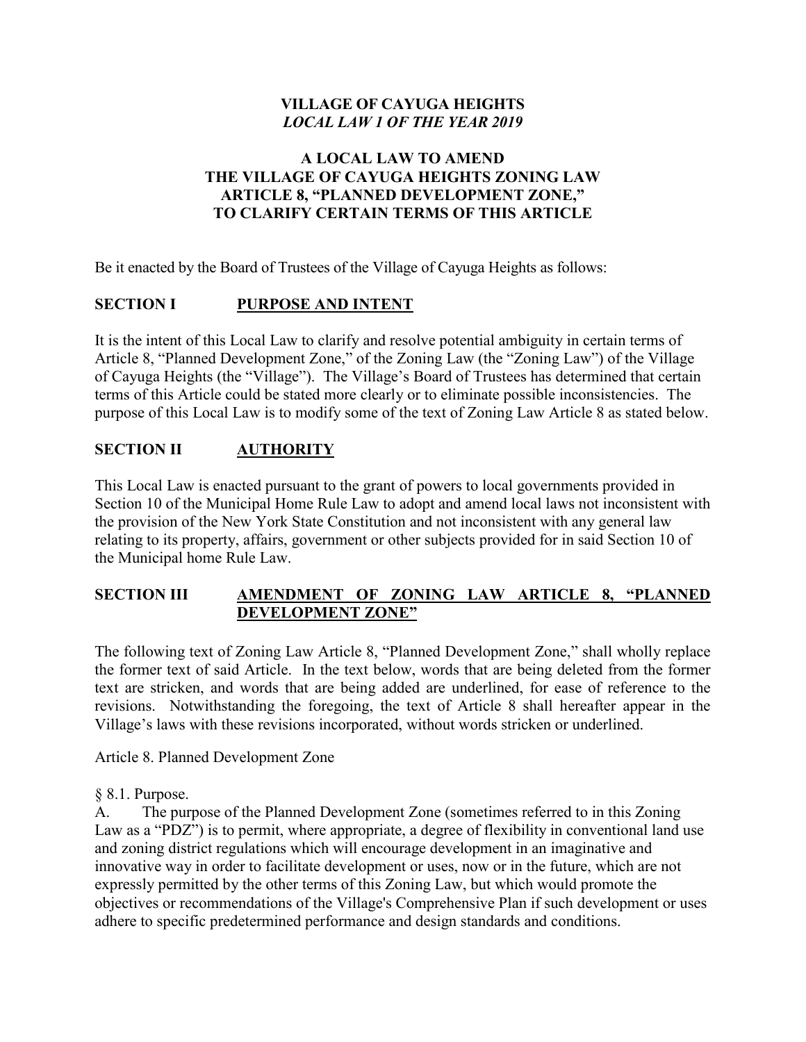**VILLAGE OF CAYUGA HEIGHTS**
***LOCAL LAW 1 OF THE YEAR 2019***

**A LOCAL LAW TO AMEND**
**THE VILLAGE OF CAYUGA HEIGHTS ZONING LAW**
**ARTICLE 8, "PLANNED DEVELOPMENT ZONE,"**
**TO CLARIFY CERTAIN TERMS OF THIS ARTICLE**

Be it enacted by the Board of Trustees of the Village of Cayuga Heights as follows:

## SECTION I PURPOSE AND INTENT

It is the intent of this Local Law to clarify and resolve potential ambiguity in certain terms of Article 8, "Planned Development Zone," of the Zoning Law (the "Zoning Law") of the Village of Cayuga Heights (the "Village"). The Village's Board of Trustees has determined that certain terms of this Article could be stated more clearly or to eliminate possible inconsistencies. The purpose of this Local Law is to modify some of the text of Zoning Law Article 8 as stated below.

## SECTION II AUTHORITY

This Local Law is enacted pursuant to the grant of powers to local governments provided in Section 10 of the Municipal Home Rule Law to adopt and amend local laws not inconsistent with the provision of the New York State Constitution and not inconsistent with any general law relating to its property, affairs, government or other subjects provided for in said Section 10 of the Municipal home Rule Law.

## SECTION III AMENDMENT OF ZONING LAW ARTICLE 8, "PLANNED DEVELOPMENT ZONE"

The following text of Zoning Law Article 8, "Planned Development Zone," shall wholly replace the former text of said Article. In the text below, words that are being deleted from the former text are stricken, and words that are being added are underlined, for ease of reference to the revisions. Notwithstanding the foregoing, the text of Article 8 shall hereafter appear in the Village's laws with these revisions incorporated, without words stricken or underlined.

Article 8. Planned Development Zone

§ 8.1. Purpose.

A. The purpose of the Planned Development Zone (sometimes referred to in this Zoning Law as a "PDZ") is to permit, where appropriate, a degree of flexibility in conventional land use and zoning district regulations which will encourage development in an imaginative and innovative way in order to facilitate development or uses, now or in the future, which are not expressly permitted by the other terms of this Zoning Law, but which would promote the objectives or recommendations of the Village's Comprehensive Plan if such development or uses adhere to specific predetermined performance and design standards and conditions.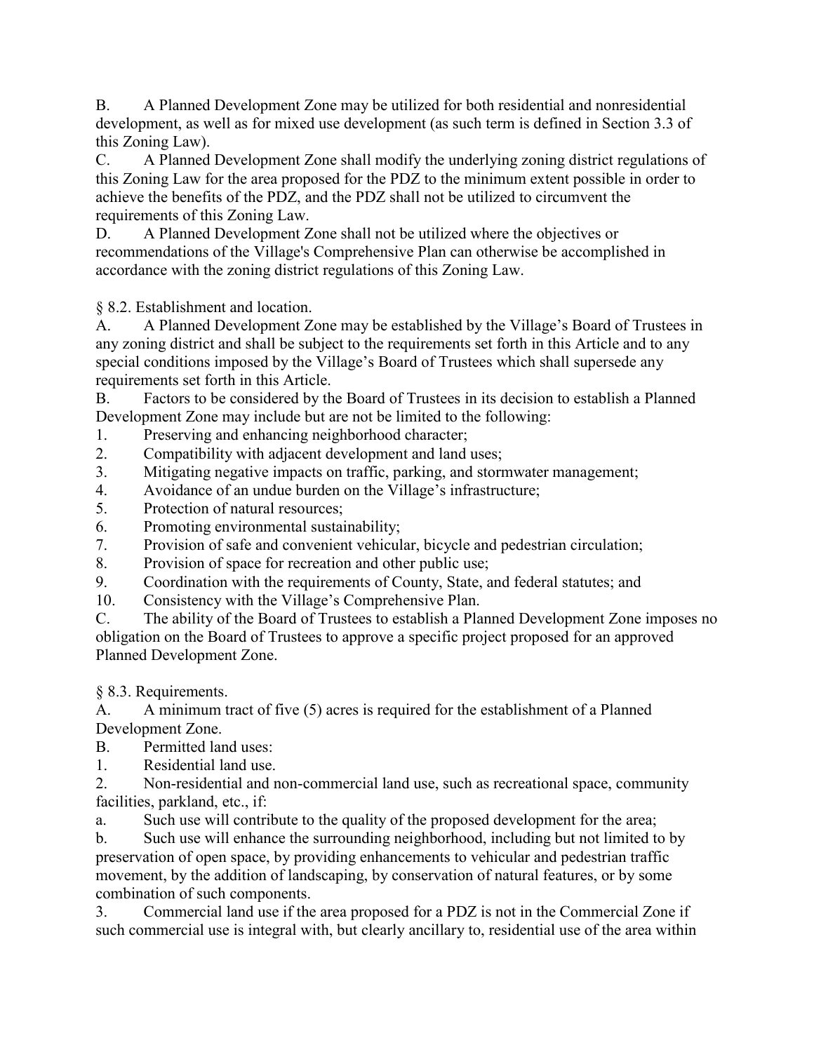B. A Planned Development Zone may be utilized for both residential and nonresidential development, as well as for mixed use development (as such term is defined in Section 3.3 of this Zoning Law).

C. A Planned Development Zone shall modify the underlying zoning district regulations of this Zoning Law for the area proposed for the PDZ to the minimum extent possible in order to achieve the benefits of the PDZ, and the PDZ shall not be utilized to circumvent the requirements of this Zoning Law.

D. A Planned Development Zone shall not be utilized where the objectives or recommendations of the Village's Comprehensive Plan can otherwise be accomplished in accordance with the zoning district regulations of this Zoning Law.

§ 8.2. Establishment and location.

A. A Planned Development Zone may be established by the Village's Board of Trustees in any zoning district and shall be subject to the requirements set forth in this Article and to any special conditions imposed by the Village's Board of Trustees which shall supersede any requirements set forth in this Article.

B. Factors to be considered by the Board of Trustees in its decision to establish a Planned Development Zone may include but are not be limited to the following:

1. Preserving and enhancing neighborhood character;
2. Compatibility with adjacent development and land uses;
3. Mitigating negative impacts on traffic, parking, and stormwater management;
4. Avoidance of an undue burden on the Village's infrastructure;
5. Protection of natural resources;
6. Promoting environmental sustainability;
7. Provision of safe and convenient vehicular, bicycle and pedestrian circulation;
8. Provision of space for recreation and other public use;
9. Coordination with the requirements of County, State, and federal statutes; and
10. Consistency with the Village's Comprehensive Plan.

C. The ability of the Board of Trustees to establish a Planned Development Zone imposes no obligation on the Board of Trustees to approve a specific project proposed for an approved Planned Development Zone.

§ 8.3. Requirements.

A. A minimum tract of five (5) acres is required for the establishment of a Planned Development Zone.

B. Permitted land uses:

1. Residential land use.
2. Non-residential and non-commercial land use, such as recreational space, community facilities, parkland, etc., if:
   a. Such use will contribute to the quality of the proposed development for the area;
   b. Such use will enhance the surrounding neighborhood, including but not limited to by preservation of open space, by providing enhancements to vehicular and pedestrian traffic movement, by the addition of landscaping, by conservation of natural features, or by some combination of such components.
3. Commercial land use if the area proposed for a PDZ is not in the Commercial Zone if such commercial use is integral with, but clearly ancillary to, residential use of the area within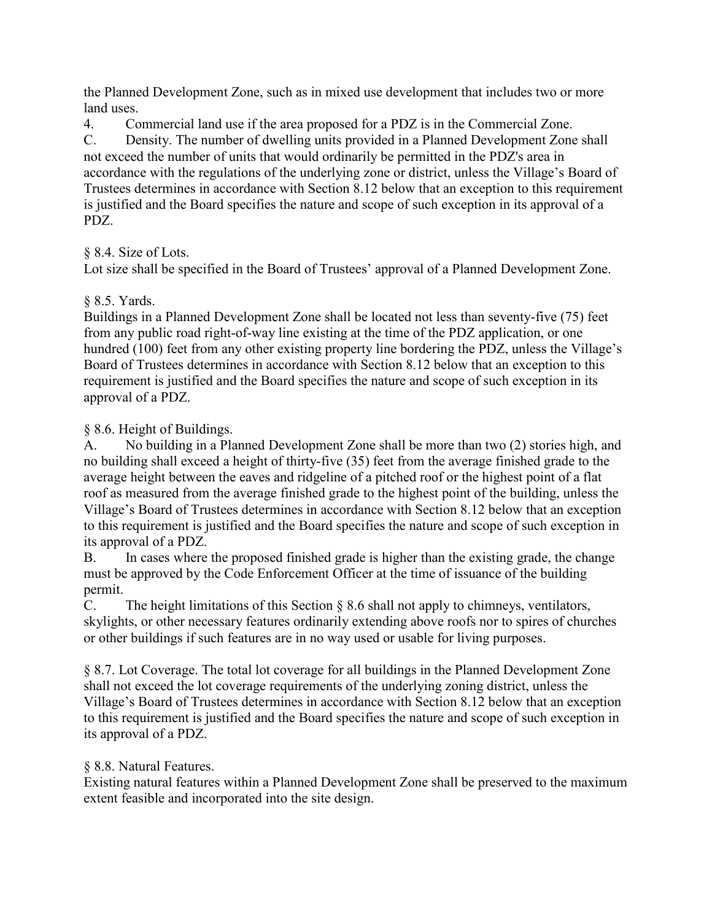the Planned Development Zone, such as in mixed use development that includes two or more land uses.

4. Commercial land use if the area proposed for a PDZ is in the Commercial Zone.

C. Density. The number of dwelling units provided in a Planned Development Zone shall not exceed the number of units that would ordinarily be permitted in the PDZ's area in accordance with the regulations of the underlying zone or district, unless the Village's Board of Trustees determines in accordance with Section 8.12 below that an exception to this requirement is justified and the Board specifies the nature and scope of such exception in its approval of a PDZ.

§ 8.4. Size of Lots.

Lot size shall be specified in the Board of Trustees' approval of a Planned Development Zone.

§ 8.5. Yards.

Buildings in a Planned Development Zone shall be located not less than seventy-five (75) feet from any public road right-of-way line existing at the time of the PDZ application, or one hundred (100) feet from any other existing property line bordering the PDZ, unless the Village's Board of Trustees determines in accordance with Section 8.12 below that an exception to this requirement is justified and the Board specifies the nature and scope of such exception in its approval of a PDZ.

§ 8.6. Height of Buildings.

A. No building in a Planned Development Zone shall be more than two (2) stories high, and no building shall exceed a height of thirty-five (35) feet from the average finished grade to the average height between the eaves and ridgeline of a pitched roof or the highest point of a flat roof as measured from the average finished grade to the highest point of the building, unless the Village's Board of Trustees determines in accordance with Section 8.12 below that an exception to this requirement is justified and the Board specifies the nature and scope of such exception in its approval of a PDZ.

B. In cases where the proposed finished grade is higher than the existing grade, the change must be approved by the Code Enforcement Officer at the time of issuance of the building permit.

C. The height limitations of this Section § 8.6 shall not apply to chimneys, ventilators, skylights, or other necessary features ordinarily extending above roofs nor to spires of churches or other buildings if such features are in no way used or usable for living purposes.

§ 8.7. Lot Coverage. The total lot coverage for all buildings in the Planned Development Zone shall not exceed the lot coverage requirements of the underlying zoning district, unless the Village's Board of Trustees determines in accordance with Section 8.12 below that an exception to this requirement is justified and the Board specifies the nature and scope of such exception in its approval of a PDZ.

§ 8.8. Natural Features.

Existing natural features within a Planned Development Zone shall be preserved to the maximum extent feasible and incorporated into the site design.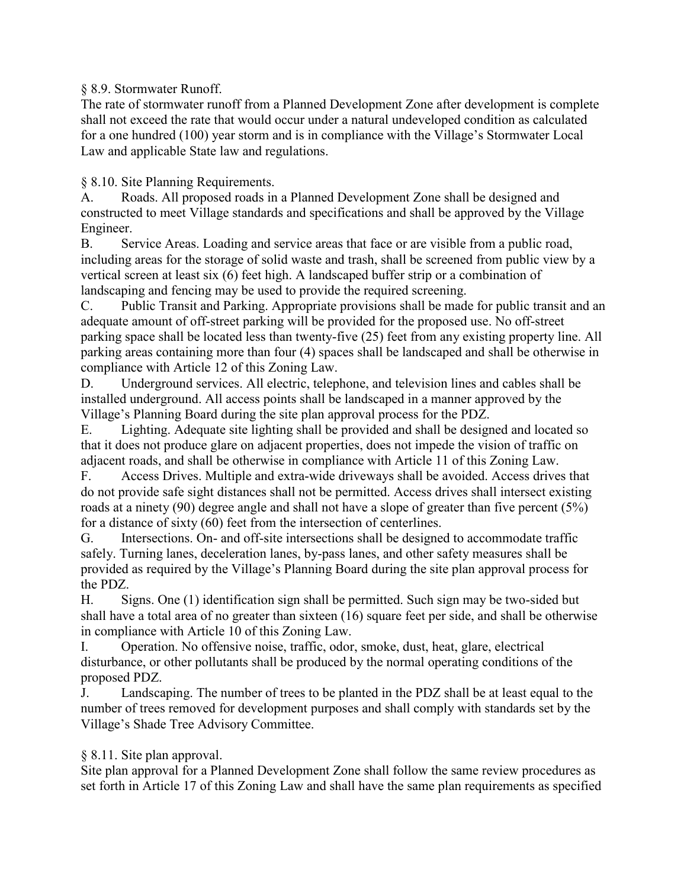§ 8.9. Stormwater Runoff.

The rate of stormwater runoff from a Planned Development Zone after development is complete shall not exceed the rate that would occur under a natural undeveloped condition as calculated for a one hundred (100) year storm and is in compliance with the Village's Stormwater Local Law and applicable State law and regulations.

§ 8.10. Site Planning Requirements.

A. Roads. All proposed roads in a Planned Development Zone shall be designed and constructed to meet Village standards and specifications and shall be approved by the Village Engineer.

B. Service Areas. Loading and service areas that face or are visible from a public road, including areas for the storage of solid waste and trash, shall be screened from public view by a vertical screen at least six (6) feet high. A landscaped buffer strip or a combination of landscaping and fencing may be used to provide the required screening.

C. Public Transit and Parking. Appropriate provisions shall be made for public transit and an adequate amount of off-street parking will be provided for the proposed use. No off-street parking space shall be located less than twenty-five (25) feet from any existing property line. All parking areas containing more than four (4) spaces shall be landscaped and shall be otherwise in compliance with Article 12 of this Zoning Law.

D. Underground services. All electric, telephone, and television lines and cables shall be installed underground. All access points shall be landscaped in a manner approved by the Village's Planning Board during the site plan approval process for the PDZ.

E. Lighting. Adequate site lighting shall be provided and shall be designed and located so that it does not produce glare on adjacent properties, does not impede the vision of traffic on adjacent roads, and shall be otherwise in compliance with Article 11 of this Zoning Law.

F. Access Drives. Multiple and extra-wide driveways shall be avoided. Access drives that do not provide safe sight distances shall not be permitted. Access drives shall intersect existing roads at a ninety (90) degree angle and shall not have a slope of greater than five percent (5%) for a distance of sixty (60) feet from the intersection of centerlines.

G. Intersections. On- and off-site intersections shall be designed to accommodate traffic safely. Turning lanes, deceleration lanes, by-pass lanes, and other safety measures shall be provided as required by the Village's Planning Board during the site plan approval process for the PDZ.

H. Signs. One (1) identification sign shall be permitted. Such sign may be two-sided but shall have a total area of no greater than sixteen (16) square feet per side, and shall be otherwise in compliance with Article 10 of this Zoning Law.

I. Operation. No offensive noise, traffic, odor, smoke, dust, heat, glare, electrical disturbance, or other pollutants shall be produced by the normal operating conditions of the proposed PDZ.

J. Landscaping. The number of trees to be planted in the PDZ shall be at least equal to the number of trees removed for development purposes and shall comply with standards set by the Village's Shade Tree Advisory Committee.

§ 8.11. Site plan approval.

Site plan approval for a Planned Development Zone shall follow the same review procedures as set forth in Article 17 of this Zoning Law and shall have the same plan requirements as specified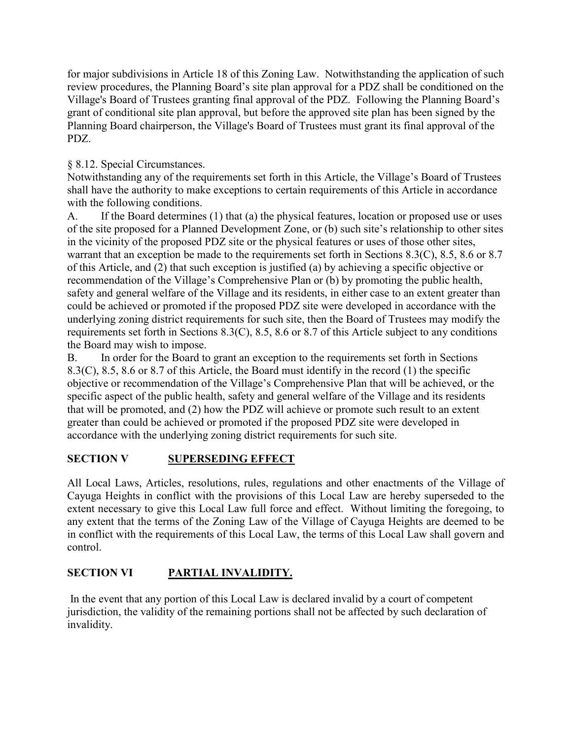for major subdivisions in Article 18 of this Zoning Law. Notwithstanding the application of such review procedures, the Planning Board's site plan approval for a PDZ shall be conditioned on the Village's Board of Trustees granting final approval of the PDZ. Following the Planning Board's grant of conditional site plan approval, but before the approved site plan has been signed by the Planning Board chairperson, the Village's Board of Trustees must grant its final approval of the PDZ.

§ 8.12. Special Circumstances.

Notwithstanding any of the requirements set forth in this Article, the Village's Board of Trustees shall have the authority to make exceptions to certain requirements of this Article in accordance with the following conditions.

A. If the Board determines (1) that (a) the physical features, location or proposed use or uses of the site proposed for a Planned Development Zone, or (b) such site's relationship to other sites in the vicinity of the proposed PDZ site or the physical features or uses of those other sites, warrant that an exception be made to the requirements set forth in Sections 8.3(C), 8.5, 8.6 or 8.7 of this Article, and (2) that such exception is justified (a) by achieving a specific objective or recommendation of the Village's Comprehensive Plan or (b) by promoting the public health, safety and general welfare of the Village and its residents, in either case to an extent greater than could be achieved or promoted if the proposed PDZ site were developed in accordance with the underlying zoning district requirements for such site, then the Board of Trustees may modify the requirements set forth in Sections 8.3(C), 8.5, 8.6 or 8.7 of this Article subject to any conditions the Board may wish to impose.

B. In order for the Board to grant an exception to the requirements set forth in Sections 8.3(C), 8.5, 8.6 or 8.7 of this Article, the Board must identify in the record (1) the specific objective or recommendation of the Village's Comprehensive Plan that will be achieved, or the specific aspect of the public health, safety and general welfare of the Village and its residents that will be promoted, and (2) how the PDZ will achieve or promote such result to an extent greater than could be achieved or promoted if the proposed PDZ site were developed in accordance with the underlying zoning district requirements for such site.

## SECTION V SUPERSEDING EFFECT

All Local Laws, Articles, resolutions, rules, regulations and other enactments of the Village of Cayuga Heights in conflict with the provisions of this Local Law are hereby superseded to the extent necessary to give this Local Law full force and effect. Without limiting the foregoing, to any extent that the terms of the Zoning Law of the Village of Cayuga Heights are deemed to be in conflict with the requirements of this Local Law, the terms of this Local Law shall govern and control.

## SECTION VI PARTIAL INVALIDITY.

In the event that any portion of this Local Law is declared invalid by a court of competent jurisdiction, the validity of the remaining portions shall not be affected by such declaration of invalidity.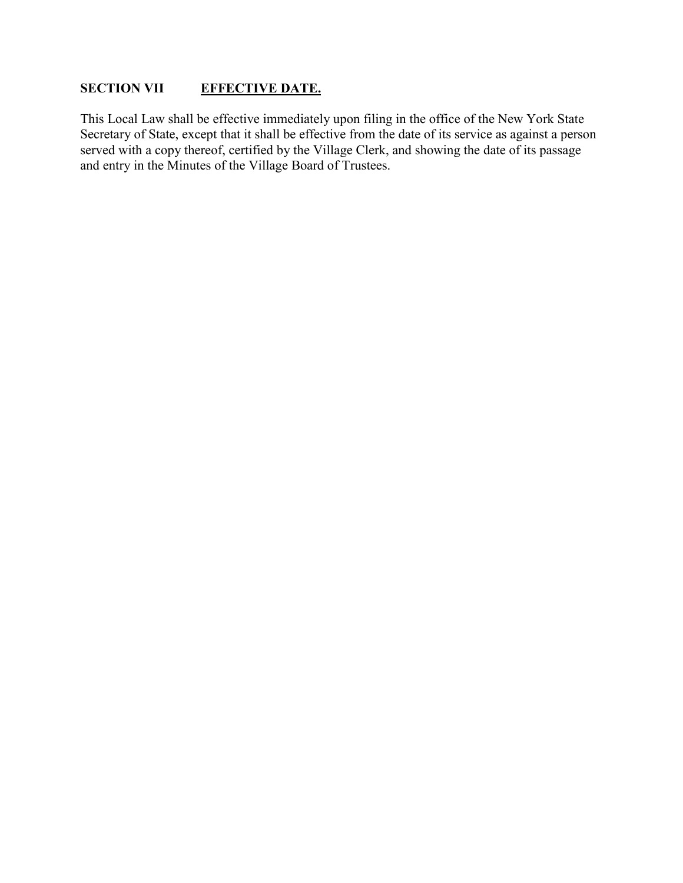**SECTION VII** **<u>EFFECTIVE DATE.</u>**

This Local Law shall be effective immediately upon filing in the office of the New York State Secretary of State, except that it shall be effective from the date of its service as against a person served with a copy thereof, certified by the Village Clerk, and showing the date of its passage and entry in the Minutes of the Village Board of Trustees.